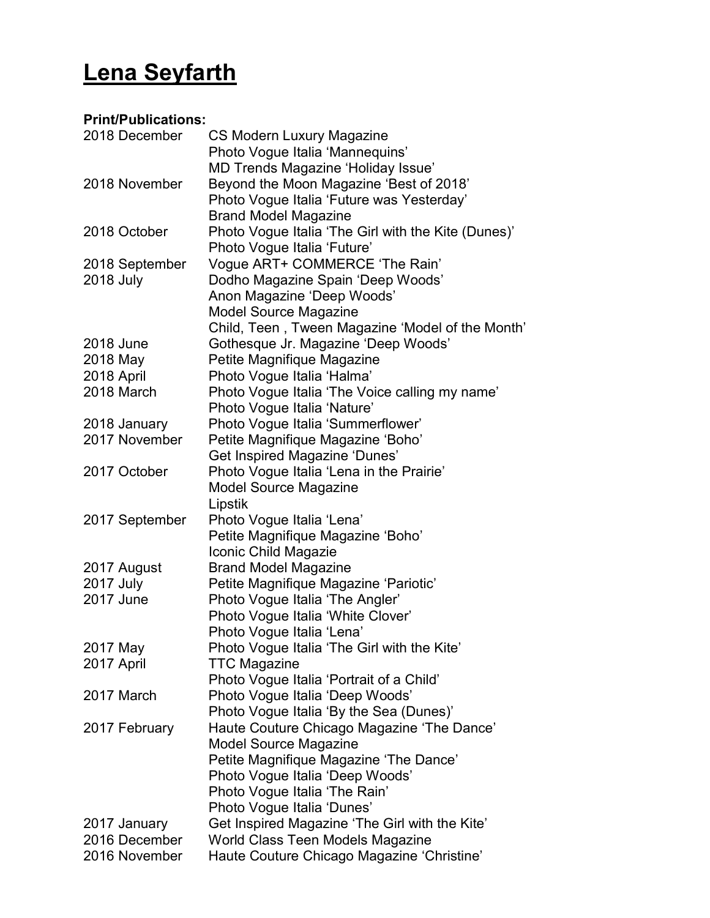# Lena Seyfarth

**Print/Publications:**

| | |
|---|---|
| 2018 December | CS Modern Luxury Magazine |
| | Photo Vogue Italia 'Mannequins' |
| | MD Trends Magazine 'Holiday Issue' |
| 2018 November | Beyond the Moon Magazine 'Best of 2018' |
| | Photo Vogue Italia 'Future was Yesterday' |
| | Brand Model Magazine |
| 2018 October | Photo Vogue Italia 'The Girl with the Kite (Dunes)' |
| | Photo Vogue Italia 'Future' |
| 2018 September | Vogue ART+ COMMERCE 'The Rain' |
| 2018 July | Dodho Magazine Spain 'Deep Woods' |
| | Anon Magazine 'Deep Woods' |
| | Model Source Magazine |
| | Child, Teen , Tween Magazine 'Model of the Month' |
| 2018 June | Gothesque Jr. Magazine 'Deep Woods' |
| 2018 May | Petite Magnifique Magazine |
| 2018 April | Photo Vogue Italia 'Halma' |
| 2018 March | Photo Vogue Italia 'The Voice calling my name' |
| | Photo Vogue Italia 'Nature' |
| 2018 January | Photo Vogue Italia 'Summerflower' |
| 2017 November | Petite Magnifique Magazine 'Boho' |
| | Get Inspired Magazine 'Dunes' |
| 2017 October | Photo Vogue Italia 'Lena in the Prairie' |
| | Model Source Magazine |
| | Lipstik |
| 2017 September | Photo Vogue Italia 'Lena' |
| | Petite Magnifique Magazine 'Boho' |
| | Iconic Child Magazie |
| 2017 August | Brand Model Magazine |
| 2017 July | Petite Magnifique Magazine 'Pariotic' |
| 2017 June | Photo Vogue Italia 'The Angler' |
| | Photo Vogue Italia 'White Clover' |
| | Photo Vogue Italia 'Lena' |
| 2017 May | Photo Vogue Italia 'The Girl with the Kite' |
| 2017 April | TTC Magazine |
| | Photo Vogue Italia 'Portrait of a Child' |
| 2017 March | Photo Vogue Italia 'Deep Woods' |
| | Photo Vogue Italia 'By the Sea (Dunes)' |
| 2017 February | Haute Couture Chicago Magazine 'The Dance' |
| | Model Source Magazine |
| | Petite Magnifique Magazine 'The Dance' |
| | Photo Vogue Italia 'Deep Woods' |
| | Photo Vogue Italia 'The Rain' |
| | Photo Vogue Italia 'Dunes' |
| 2017 January | Get Inspired Magazine 'The Girl with the Kite' |
| 2016 December | World Class Teen Models Magazine |
| 2016 November | Haute Couture Chicago Magazine 'Christine' |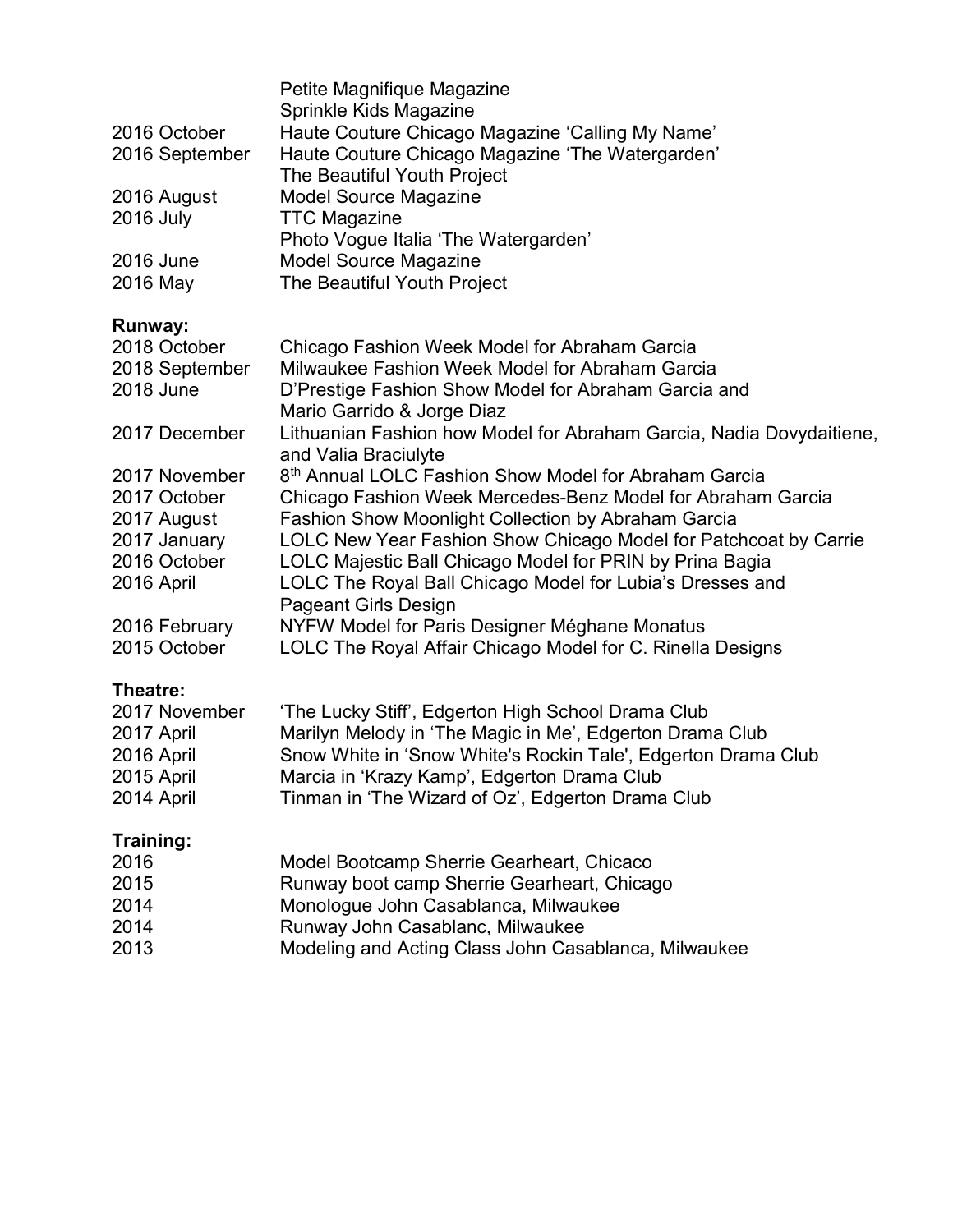| | |
|---|---|
| | Petite Magnifique Magazine |
| | Sprinkle Kids Magazine |
| 2016 October | Haute Couture Chicago Magazine 'Calling My Name' |
| 2016 September | Haute Couture Chicago Magazine 'The Watergarden' |
| | The Beautiful Youth Project |
| 2016 August | Model Source Magazine |
| 2016 July | TTC Magazine |
| | Photo Vogue Italia 'The Watergarden' |
| 2016 June | Model Source Magazine |
| 2016 May | The Beautiful Youth Project |

**Runway:**

| | |
|---|---|
| 2018 October | Chicago Fashion Week Model for Abraham Garcia |
| 2018 September | Milwaukee Fashion Week Model for Abraham Garcia |
| 2018 June | D'Prestige Fashion Show Model for Abraham Garcia and Mario Garrido & Jorge Diaz |
| 2017 December | Lithuanian Fashion how Model for Abraham Garcia, Nadia Dovydaitiene, and Valia Braciulyte |
| 2017 November | 8th Annual LOLC Fashion Show Model for Abraham Garcia |
| 2017 October | Chicago Fashion Week Mercedes-Benz Model for Abraham Garcia |
| 2017 August | Fashion Show Moonlight Collection by Abraham Garcia |
| 2017 January | LOLC New Year Fashion Show Chicago Model for Patchcoat by Carrie |
| 2016 October | LOLC Majestic Ball Chicago Model for PRIN by Prina Bagia |
| 2016 April | LOLC The Royal Ball Chicago Model for Lubia's Dresses and Pageant Girls Design |
| 2016 February | NYFW Model for Paris Designer Méghane Monatus |
| 2015 October | LOLC The Royal Affair Chicago Model for C. Rinella Designs |

**Theatre:**

| | |
|---|---|
| 2017 November | 'The Lucky Stiff', Edgerton High School Drama Club |
| 2017 April | Marilyn Melody in 'The Magic in Me', Edgerton Drama Club |
| 2016 April | Snow White in 'Snow White's Rockin Tale', Edgerton Drama Club |
| 2015 April | Marcia in 'Krazy Kamp', Edgerton Drama Club |
| 2014 April | Tinman in 'The Wizard of Oz', Edgerton Drama Club |

**Training:**

| | |
|---|---|
| 2016 | Model Bootcamp Sherrie Gearheart, Chicaco |
| 2015 | Runway boot camp Sherrie Gearheart, Chicago |
| 2014 | Monologue John Casablanca, Milwaukee |
| 2014 | Runway John Casablanc, Milwaukee |
| 2013 | Modeling and Acting Class John Casablanca, Milwaukee |